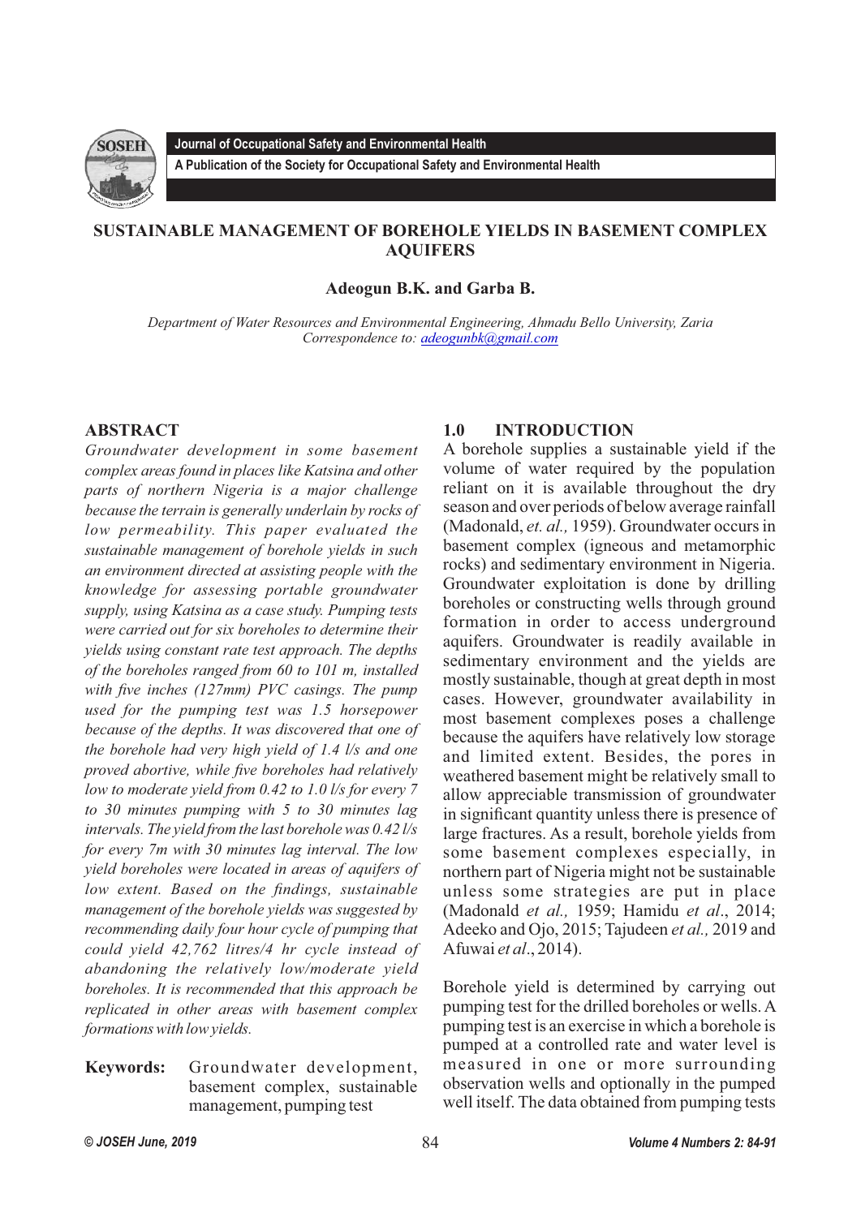Journal of Occupational Safety and Environmental Health

A Publication of the Society for Occupational Safety and Environmental Health

# SUSTAINABLE MANAGEMENT OF BOREHOLE YIELDS IN BASEMENT COMPLEX AQUIFERS

**Adeogun B.K. and Garba B.**

*Department of Water Resources and Environmental Engineering, Ahmadu Bello University, Zaria*
*Correspondence to: adeogunbk@gmail.com*

## ABSTRACT

*Groundwater development in some basement complex areas found in places like Katsina and other parts of northern Nigeria is a major challenge because the terrain is generally underlain by rocks of low permeability. This paper evaluated the sustainable management of borehole yields in such an environment directed at assisting people with the knowledge for assessing portable groundwater supply, using Katsina as a case study. Pumping tests were carried out for six boreholes to determine their yields using constant rate test approach. The depths of the boreholes ranged from 60 to 101 m, installed with five inches (127mm) PVC casings. The pump used for the pumping test was 1.5 horsepower because of the depths. It was discovered that one of the borehole had very high yield of 1.4 l/s and one proved abortive, while five boreholes had relatively low to moderate yield from 0.42 to 1.0 l/s for every 7 to 30 minutes pumping with 5 to 30 minutes lag intervals. The yield from the last borehole was 0.42 l/s for every 7m with 30 minutes lag interval. The low yield boreholes were located in areas of aquifers of low extent. Based on the findings, sustainable management of the borehole yields was suggested by recommending daily four hour cycle of pumping that could yield 42,762 litres/4 hr cycle instead of abandoning the relatively low/moderate yield boreholes. It is recommended that this approach be replicated in other areas with basement complex formations with low yields.*

**Keywords:** Groundwater development, basement complex, sustainable management, pumping test

## 1.0 INTRODUCTION

A borehole supplies a sustainable yield if the volume of water required by the population reliant on it is available throughout the dry season and over periods of below average rainfall (Madonald, *et. al.,* 1959). Groundwater occurs in basement complex (igneous and metamorphic rocks) and sedimentary environment in Nigeria. Groundwater exploitation is done by drilling boreholes or constructing wells through ground formation in order to access underground aquifers. Groundwater is readily available in sedimentary environment and the yields are mostly sustainable, though at great depth in most cases. However, groundwater availability in most basement complexes poses a challenge because the aquifers have relatively low storage and limited extent. Besides, the pores in weathered basement might be relatively small to allow appreciable transmission of groundwater in significant quantity unless there is presence of large fractures. As a result, borehole yields from some basement complexes especially, in northern part of Nigeria might not be sustainable unless some strategies are put in place (Madonald *et al.,* 1959; Hamidu *et al*., 2014; Adeeko and Ojo, 2015; Tajudeen *et al.,* 2019 and Afuwai *et al*., 2014).

Borehole yield is determined by carrying out pumping test for the drilled boreholes or wells. A pumping test is an exercise in which a borehole is pumped at a controlled rate and water level is measured in one or more surrounding observation wells and optionally in the pumped well itself. The data obtained from pumping tests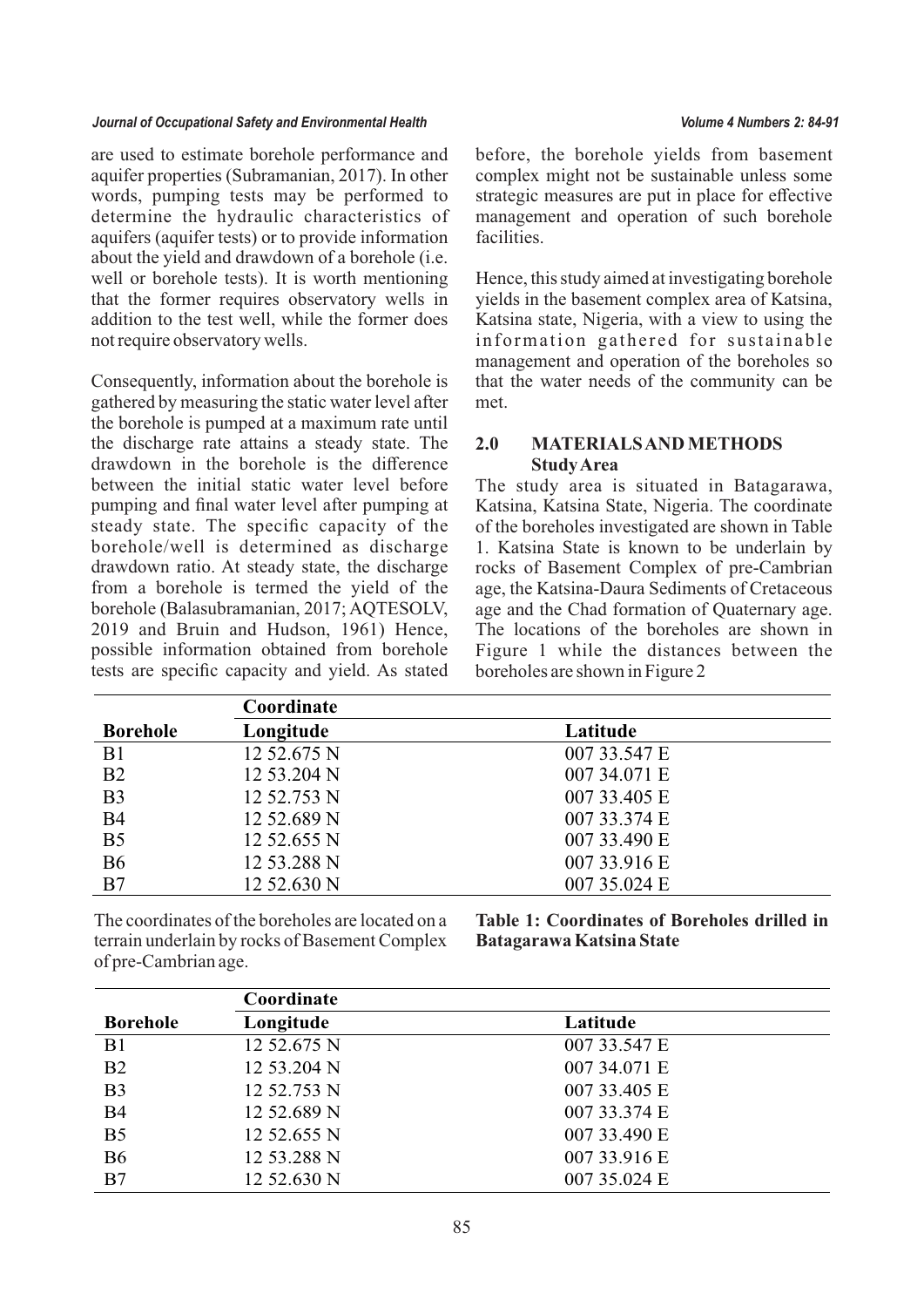are used to estimate borehole performance and aquifer properties (Subramanian, 2017). In other words, pumping tests may be performed to determine the hydraulic characteristics of aquifers (aquifer tests) or to provide information about the yield and drawdown of a borehole (i.e. well or borehole tests). It is worth mentioning that the former requires observatory wells in addition to the test well, while the former does not require observatory wells.

Consequently, information about the borehole is gathered by measuring the static water level after the borehole is pumped at a maximum rate until the discharge rate attains a steady state. The drawdown in the borehole is the difference between the initial static water level before pumping and final water level after pumping at steady state. The specific capacity of the borehole/well is determined as discharge drawdown ratio. At steady state, the discharge from a borehole is termed the yield of the borehole (Balasubramanian, 2017; AQTESOLV, 2019 and Bruin and Hudson, 1961) Hence, possible information obtained from borehole tests are specific capacity and yield. As stated before, the borehole yields from basement complex might not be sustainable unless some strategic measures are put in place for effective management and operation of such borehole facilities.

Hence, this study aimed at investigating borehole yields in the basement complex area of Katsina, Katsina state, Nigeria, with a view to using the information gathered for sustainable management and operation of the boreholes so that the water needs of the community can be met.

## 2.0 MATERIALS AND METHODS

### Study Area

The study area is situated in Batagarawa, Katsina, Katsina State, Nigeria. The coordinate of the boreholes investigated are shown in Table 1. Katsina State is known to be underlain by rocks of Basement Complex of pre-Cambrian age, the Katsina-Daura Sediments of Cretaceous age and the Chad formation of Quaternary age. The locations of the boreholes are shown in Figure 1 while the distances between the boreholes are shown in Figure 2

| | Coordinate | |
|---|---|---|
| **Borehole** | **Longitude** | **Latitude** |
| B1 | 12 52.675 N | 007 33.547 E |
| B2 | 12 53.204 N | 007 34.071 E |
| B3 | 12 52.753 N | 007 33.405 E |
| B4 | 12 52.689 N | 007 33.374 E |
| B5 | 12 52.655 N | 007 33.490 E |
| B6 | 12 53.288 N | 007 33.916 E |
| B7 | 12 52.630 N | 007 35.024 E |

The coordinates of the boreholes are located on a terrain underlain by rocks of Basement Complex of pre-Cambrian age.

**Table 1: Coordinates of Boreholes drilled in Batagarawa Katsina State**

| | Coordinate | |
|---|---|---|
| **Borehole** | **Longitude** | **Latitude** |
| B1 | 12 52.675 N | 007 33.547 E |
| B2 | 12 53.204 N | 007 34.071 E |
| B3 | 12 52.753 N | 007 33.405 E |
| B4 | 12 52.689 N | 007 33.374 E |
| B5 | 12 52.655 N | 007 33.490 E |
| B6 | 12 53.288 N | 007 33.916 E |
| B7 | 12 52.630 N | 007 35.024 E |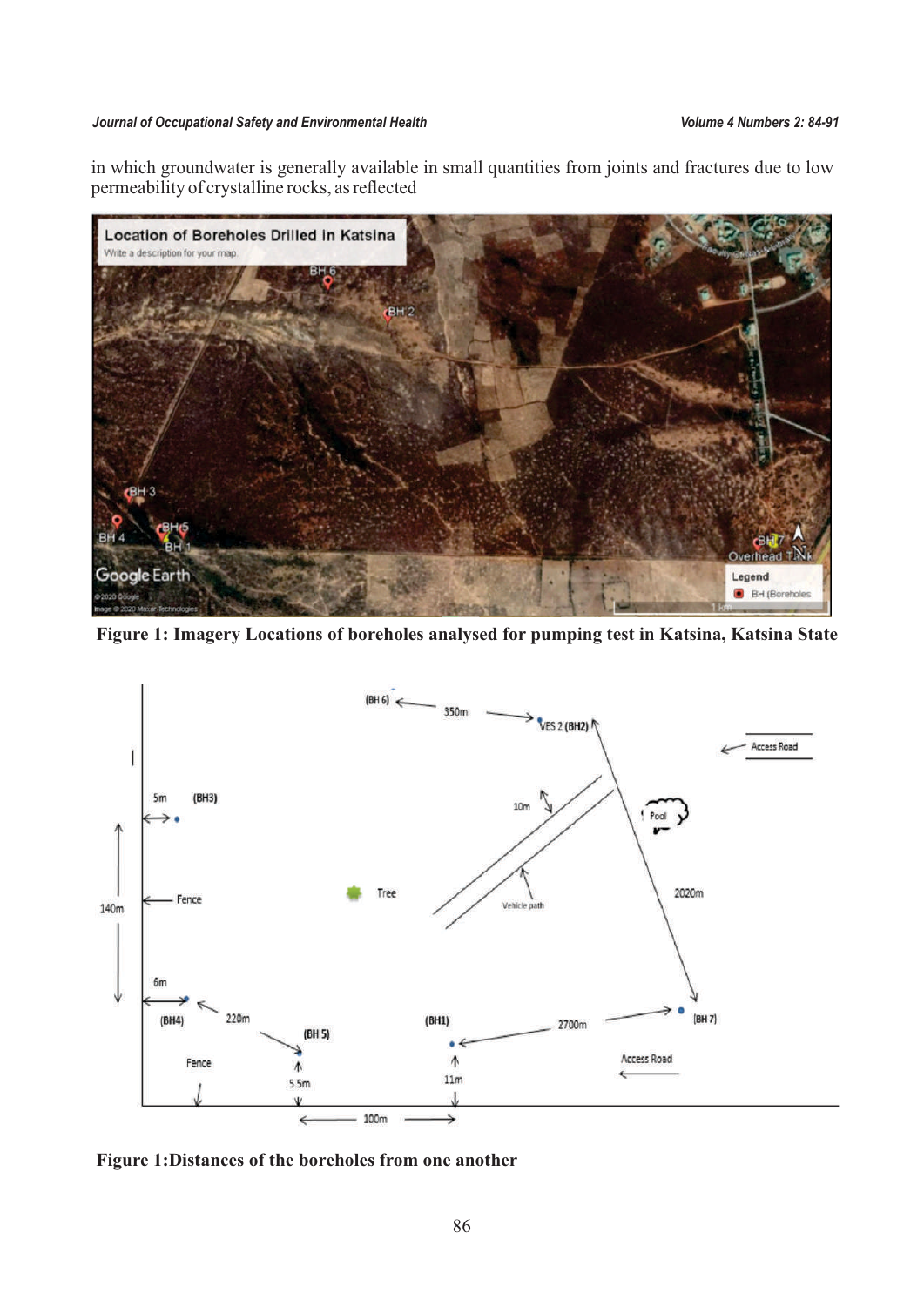in which groundwater is generally available in small quantities from joints and fractures due to low permeability of crystalline rocks, as reflected

**Figure 1: Imagery Locations of boreholes analysed for pumping test in Katsina, Katsina State**

**Figure 1:Distances of the boreholes from one another**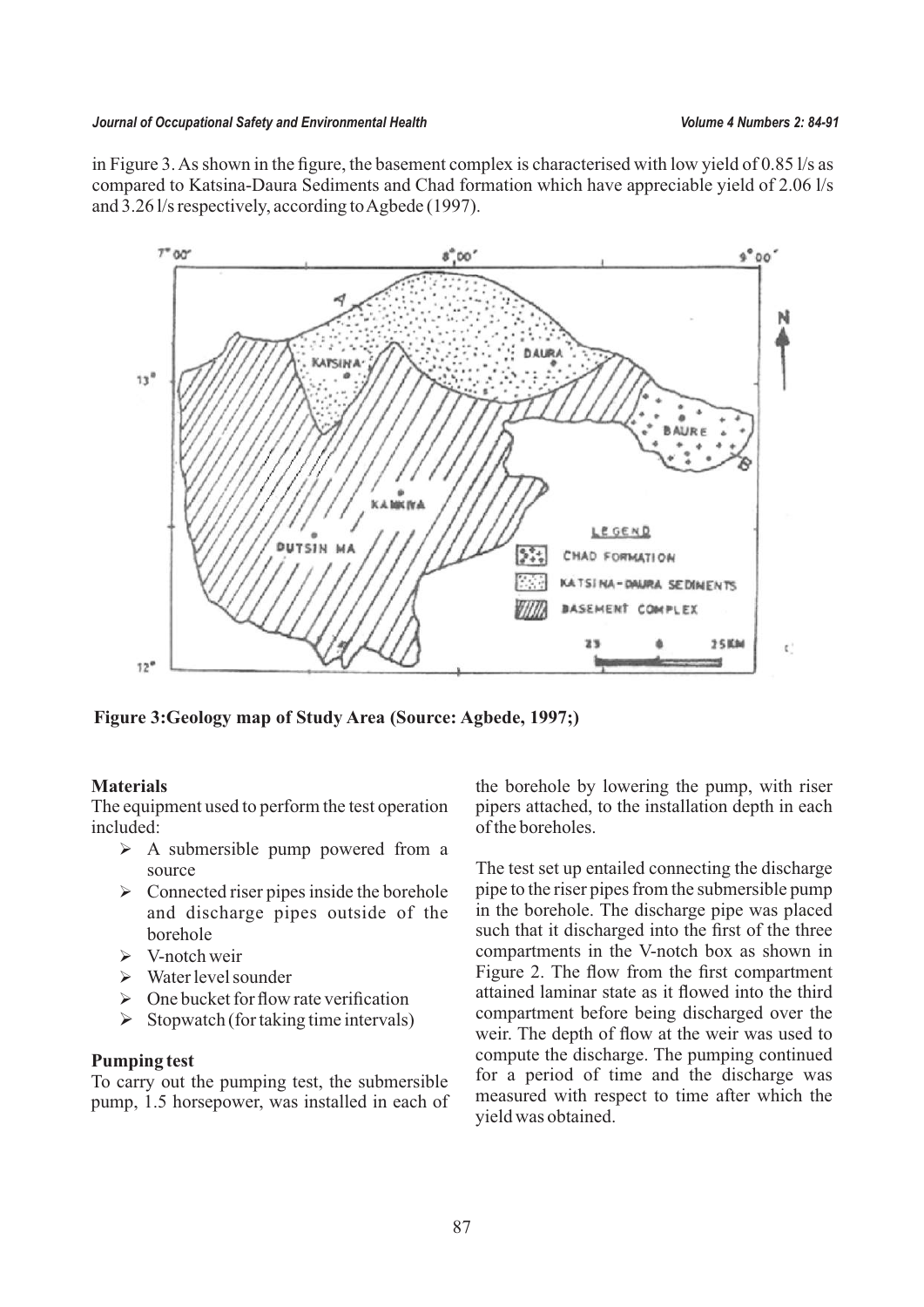in Figure 3. As shown in the figure, the basement complex is characterised with low yield of 0.85 l/s as compared to Katsina-Daura Sediments and Chad formation which have appreciable yield of 2.06 l/s and 3.26 l/s respectively, according to Agbede (1997).

**Figure 3:Geology map of Study Area (Source: Agbede, 1997;)**

### Materials

The equipment used to perform the test operation included:

- A submersible pump powered from a source
- Connected riser pipes inside the borehole and discharge pipes outside of the borehole
- V-notch weir
- Water level sounder
- One bucket for flow rate verification
- Stopwatch (for taking time intervals)

### Pumping test

To carry out the pumping test, the submersible pump, 1.5 horsepower, was installed in each of the borehole by lowering the pump, with riser pipers attached, to the installation depth in each of the boreholes.

The test set up entailed connecting the discharge pipe to the riser pipes from the submersible pump in the borehole. The discharge pipe was placed such that it discharged into the first of the three compartments in the V-notch box as shown in Figure 2. The flow from the first compartment attained laminar state as it flowed into the third compartment before being discharged over the weir. The depth of flow at the weir was used to compute the discharge. The pumping continued for a period of time and the discharge was measured with respect to time after which the yield was obtained.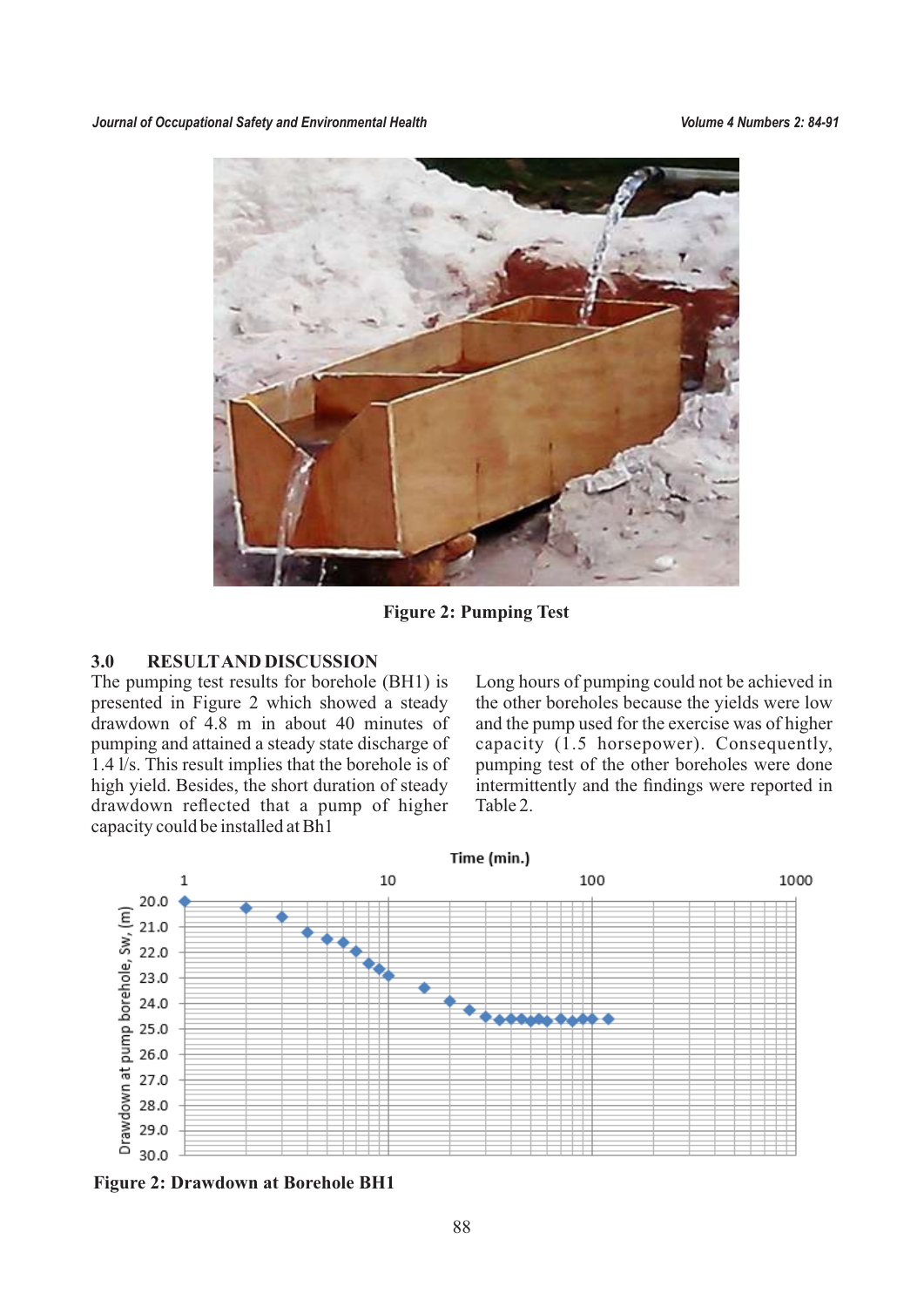Figure 2: Pumping Test

## 3.0 RESULT AND DISCUSSION

The pumping test results for borehole (BH1) is presented in Figure 2 which showed a steady drawdown of 4.8 m in about 40 minutes of pumping and attained a steady state discharge of 1.4 l/s. This result implies that the borehole is of high yield. Besides, the short duration of steady drawdown reflected that a pump of higher capacity could be installed at Bh1

Long hours of pumping could not be achieved in the other boreholes because the yields were low and the pump used for the exercise was of higher capacity (1.5 horsepower). Consequently, pumping test of the other boreholes were done intermittently and the findings were reported in Table 2.

Figure 2: Drawdown at Borehole BH1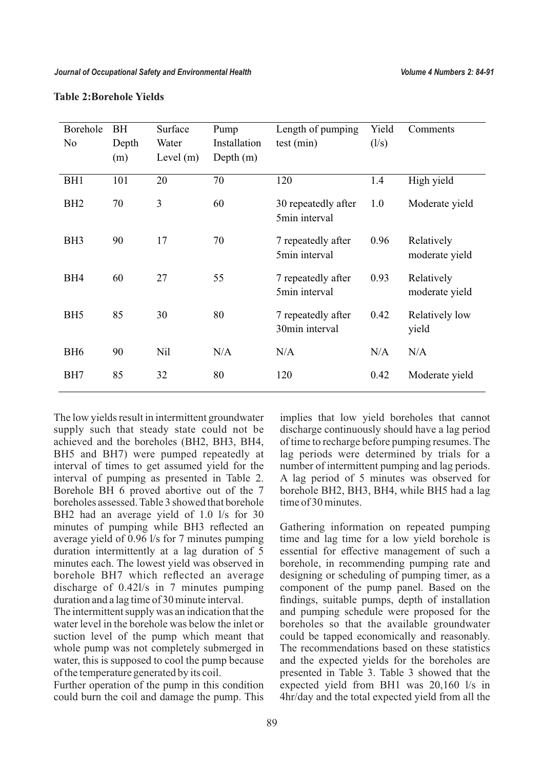**Table 2:Borehole Yields**

| Borehole No | BH Depth (m) | Surface Water Level (m) | Pump Installation Depth (m) | Length of pumping test (min) | Yield (l/s) | Comments |
|---|---|---|---|---|---|---|
| BH1 | 101 | 20 | 70 | 120 | 1.4 | High yield |
| BH2 | 70 | 3 | 60 | 30 repeatedly after 5min interval | 1.0 | Moderate yield |
| BH3 | 90 | 17 | 70 | 7 repeatedly after 5min interval | 0.96 | Relatively moderate yield |
| BH4 | 60 | 27 | 55 | 7 repeatedly after 5min interval | 0.93 | Relatively moderate yield |
| BH5 | 85 | 30 | 80 | 7 repeatedly after 30min interval | 0.42 | Relatively low yield |
| BH6 | 90 | Nil | N/A | N/A | N/A | N/A |
| BH7 | 85 | 32 | 80 | 120 | 0.42 | Moderate yield |

The low yields result in intermittent groundwater supply such that steady state could not be achieved and the boreholes (BH2, BH3, BH4, BH5 and BH7) were pumped repeatedly at interval of times to get assumed yield for the interval of pumping as presented in Table 2. Borehole BH 6 proved abortive out of the 7 boreholes assessed. Table 3 showed that borehole BH2 had an average yield of 1.0 l/s for 30 minutes of pumping while BH3 reflected an average yield of 0.96 l/s for 7 minutes pumping duration intermittently at a lag duration of 5 minutes each. The lowest yield was observed in borehole BH7 which reflected an average discharge of 0.42l/s in 7 minutes pumping duration and a lag time of 30 minute interval.

The intermittent supply was an indication that the water level in the borehole was below the inlet or suction level of the pump which meant that whole pump was not completely submerged in water, this is supposed to cool the pump because of the temperature generated by its coil.

Further operation of the pump in this condition could burn the coil and damage the pump. This implies that low yield boreholes that cannot discharge continuously should have a lag period of time to recharge before pumping resumes. The lag periods were determined by trials for a number of intermittent pumping and lag periods. A lag period of 5 minutes was observed for borehole BH2, BH3, BH4, while BH5 had a lag time of 30 minutes.

Gathering information on repeated pumping time and lag time for a low yield borehole is essential for effective management of such a borehole, in recommending pumping rate and designing or scheduling of pumping timer, as a component of the pump panel. Based on the findings, suitable pumps, depth of installation and pumping schedule were proposed for the boreholes so that the available groundwater could be tapped economically and reasonably. The recommendations based on these statistics and the expected yields for the boreholes are presented in Table 3. Table 3 showed that the expected yield from BH1 was 20,160 l/s in 4hr/day and the total expected yield from all the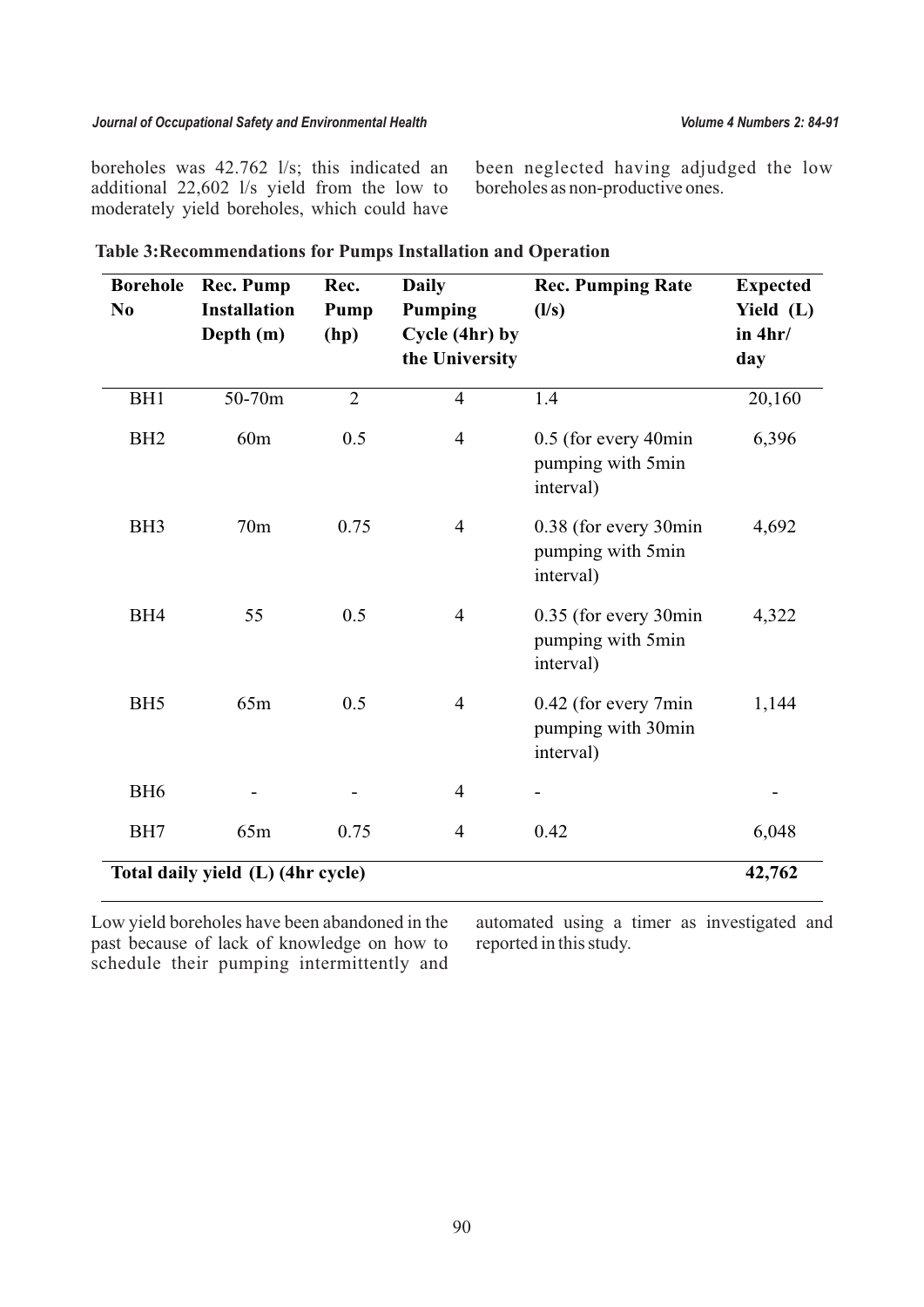boreholes was 42.762 l/s; this indicated an additional 22,602 l/s yield from the low to moderately yield boreholes, which could have been neglected having adjudged the low boreholes as non-productive ones.

**Table 3: Recommendations for Pumps Installation and Operation**

| Borehole No | Rec. Pump Installation Depth (m) | Rec. Pump (hp) | Daily Pumping Cycle (4hr) by the University | Rec. Pumping Rate (l/s) | Expected Yield (L) in 4hr/day |
|---|---|---|---|---|---|
| BH1 | 50-70m | 2 | 4 | 1.4 | 20,160 |
| BH2 | 60m | 0.5 | 4 | 0.5 (for every 40min pumping with 5min interval) | 6,396 |
| BH3 | 70m | 0.75 | 4 | 0.38 (for every 30min pumping with 5min interval) | 4,692 |
| BH4 | 55 | 0.5 | 4 | 0.35 (for every 30min pumping with 5min interval) | 4,322 |
| BH5 | 65m | 0.5 | 4 | 0.42 (for every 7min pumping with 30min interval) | 1,144 |
| BH6 | - | - | 4 | - | - |
| BH7 | 65m | 0.75 | 4 | 0.42 | 6,048 |
| **Total daily yield (L) (4hr cycle)** | | | | | **42,762** |

Low yield boreholes have been abandoned in the past because of lack of knowledge on how to schedule their pumping intermittently and automated using a timer as investigated and reported in this study.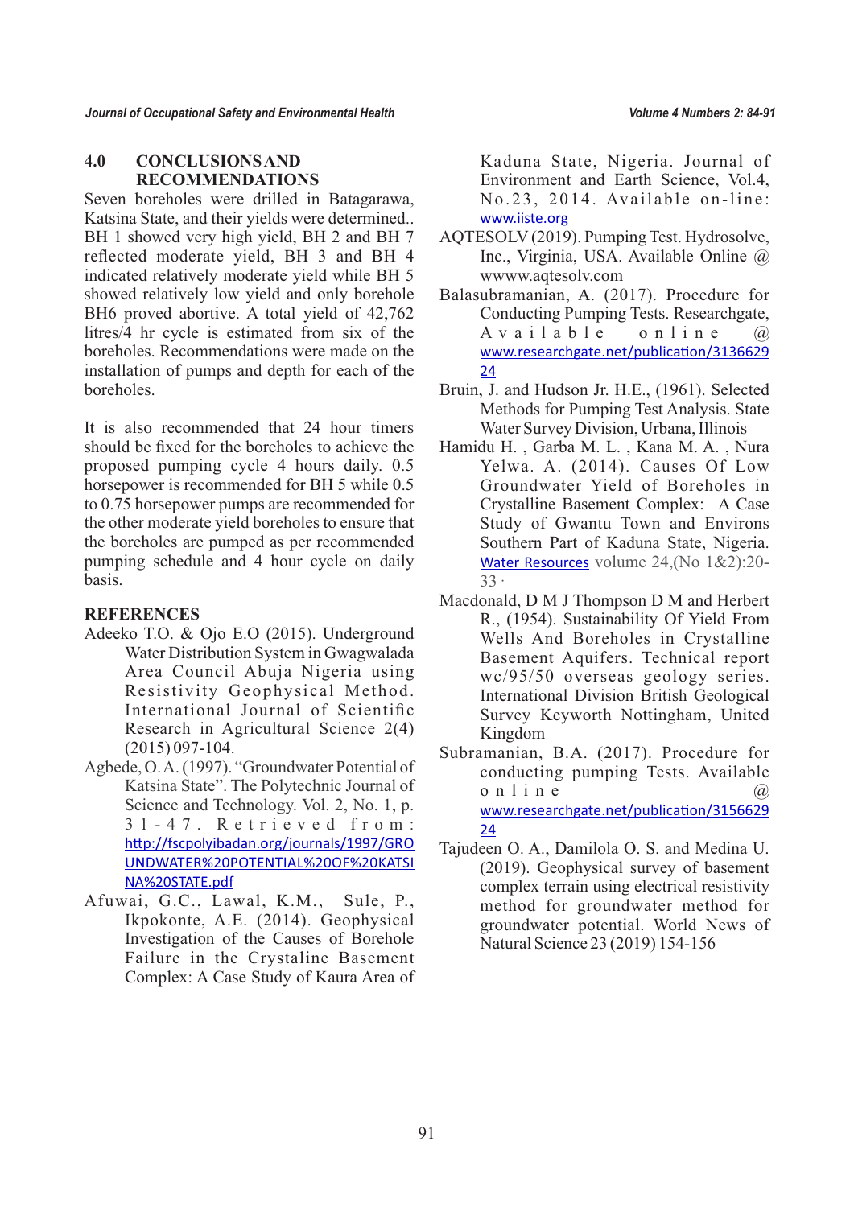## 4.0 CONCLUSIONS AND RECOMMENDATIONS

Seven boreholes were drilled in Batagarawa, Katsina State, and their yields were determined.. BH 1 showed very high yield, BH 2 and BH 7 reflected moderate yield, BH 3 and BH 4 indicated relatively moderate yield while BH 5 showed relatively low yield and only borehole BH6 proved abortive. A total yield of 42,762 litres/4 hr cycle is estimated from six of the boreholes. Recommendations were made on the installation of pumps and depth for each of the boreholes.

It is also recommended that 24 hour timers should be fixed for the boreholes to achieve the proposed pumping cycle 4 hours daily. 0.5 horsepower is recommended for BH 5 while 0.5 to 0.75 horsepower pumps are recommended for the other moderate yield boreholes to ensure that the boreholes are pumped as per recommended pumping schedule and 4 hour cycle on daily basis.

## REFERENCES

Adeeko T.O. & Ojo E.O (2015). Underground Water Distribution System in Gwagwalada Area Council Abuja Nigeria using Resistivity Geophysical Method. International Journal of Scientific Research in Agricultural Science 2(4) (2015) 097-104.

Agbede, O. A. (1997). "Groundwater Potential of Katsina State". The Polytechnic Journal of Science and Technology. Vol. 2, No. 1, p. 31-47. Retrieved from: http://fscpolyibadan.org/journals/1997/GROUNDWATER%20POTENTIAL%20OF%20KATSINA%20STATE.pdf

Afuwai, G.C., Lawal, K.M., Sule, P., Ikpokonte, A.E. (2014). Geophysical Investigation of the Causes of Borehole Failure in the Crystaline Basement Complex: A Case Study of Kaura Area of Kaduna State, Nigeria. Journal of Environment and Earth Science, Vol.4, No.23, 2014. Available on-line: www.iiste.org

AQTESOLV (2019). Pumping Test. Hydrosolve, Inc., Virginia, USA. Available Online @ wwww.aqtesolv.com

Balasubramanian, A. (2017). Procedure for Conducting Pumping Tests. Researchgate, Available online @ www.researchgate.net/publication/313662924

Bruin, J. and Hudson Jr. H.E., (1961). Selected Methods for Pumping Test Analysis. State Water Survey Division, Urbana, Illinois

Hamidu H. , Garba M. L. , Kana M. A. , Nura Yelwa. A. (2014). Causes Of Low Groundwater Yield of Boreholes in Crystalline Basement Complex: A Case Study of Gwantu Town and Environs Southern Part of Kaduna State, Nigeria. Water Resources volume 24,(No 1&2):20-33 ·

Macdonald, D M J Thompson D M and Herbert R., (1954). Sustainability Of Yield From Wells And Boreholes in Crystalline Basement Aquifers. Technical report wc/95/50 overseas geology series. International Division British Geological Survey Keyworth Nottingham, United Kingdom

Subramanian, B.A. (2017). Procedure for conducting pumping Tests. Available online @ www.researchgate.net/publication/315662924

Tajudeen O. A., Damilola O. S. and Medina U. (2019). Geophysical survey of basement complex terrain using electrical resistivity method for groundwater method for groundwater potential. World News of Natural Science 23 (2019) 154-156